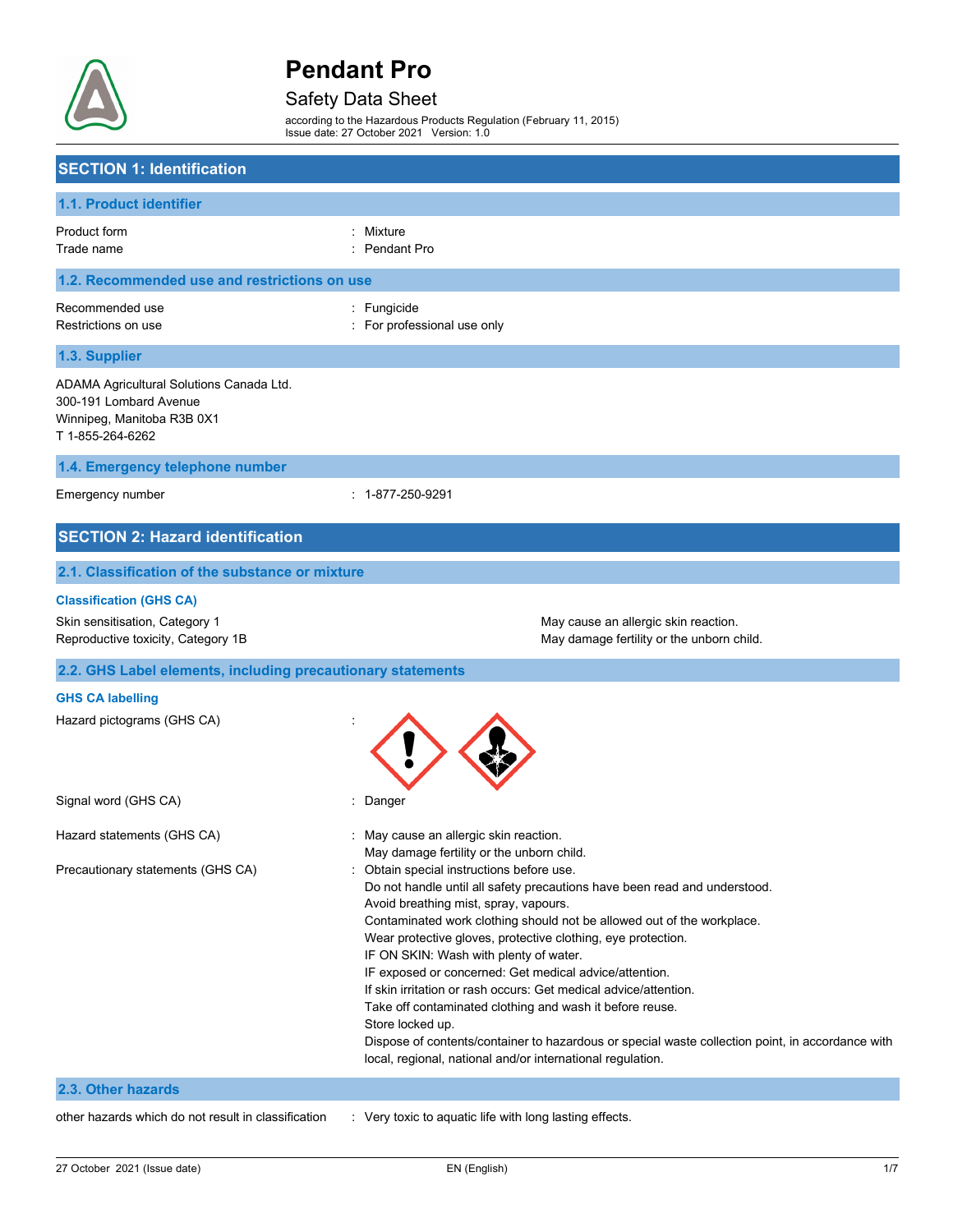# Pendant Pro

Safety Data Sheet

according to the Hazardous Products Regulation (February 11, 2015)
Issue date: 27 October 2021 Version: 1.0

## SECTION 1: Identification

### 1.1. Product identifier

Product form : Mixture
Trade name : Pendant Pro

### 1.2. Recommended use and restrictions on use

Recommended use : Fungicide
Restrictions on use : For professional use only

### 1.3. Supplier

ADAMA Agricultural Solutions Canada Ltd.
300-191 Lombard Avenue
Winnipeg, Manitoba R3B 0X1
T 1-855-264-6262

### 1.4. Emergency telephone number

Emergency number : 1-877-250-9291

## SECTION 2: Hazard identification

### 2.1. Classification of the substance or mixture

**Classification (GHS CA)**

| | |
|---|---|
| Skin sensitisation, Category 1 | May cause an allergic skin reaction. |
| Reproductive toxicity, Category 1B | May damage fertility or the unborn child. |

### 2.2. GHS Label elements, including precautionary statements

**GHS CA labelling**

Hazard pictograms (GHS CA) :

Signal word (GHS CA) : Danger

Hazard statements (GHS CA) : May cause an allergic skin reaction.
May damage fertility or the unborn child.

Precautionary statements (GHS CA) : Obtain special instructions before use.
Do not handle until all safety precautions have been read and understood.
Avoid breathing mist, spray, vapours.
Contaminated work clothing should not be allowed out of the workplace.
Wear protective gloves, protective clothing, eye protection.
IF ON SKIN: Wash with plenty of water.
IF exposed or concerned: Get medical advice/attention.
If skin irritation or rash occurs: Get medical advice/attention.
Take off contaminated clothing and wash it before reuse.
Store locked up.
Dispose of contents/container to hazardous or special waste collection point, in accordance with local, regional, national and/or international regulation.

### 2.3. Other hazards

other hazards which do not result in classification : Very toxic to aquatic life with long lasting effects.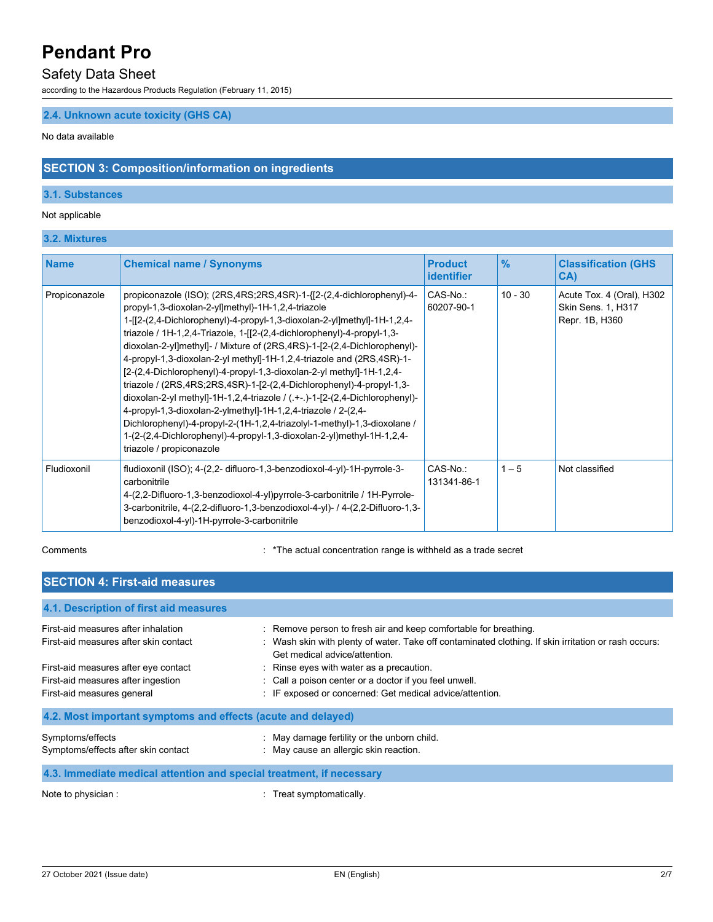### 2.4. Unknown acute toxicity (GHS CA)

No data available

## SECTION 3: Composition/information on ingredients

### 3.1. Substances

Not applicable

### 3.2. Mixtures

| Name | Chemical name / Synonyms | Product identifier | % | Classification (GHS CA) |
|---|---|---|---|---|
| Propiconazole | propiconazole (ISO); (2RS,4RS;2RS,4SR)-1-{[2-(2,4-dichlorophenyl)-4-propyl-1,3-dioxolan-2-yl]methyl}-1H-1,2,4-triazole 1-[[2-(2,4-Dichlorophenyl)-4-propyl-1,3-dioxolan-2-yl]methyl]-1H-1,2,4-triazole / 1H-1,2,4-Triazole, 1-[[2-(2,4-dichlorophenyl)-4-propyl-1,3-dioxolan-2-yl]methyl]- / Mixture of (2RS,4RS)-1-[2-(2,4-Dichlorophenyl)-4-propyl-1,3-dioxolan-2-yl methyl]-1H-1,2,4-triazole and (2RS,4SR)-1-[2-(2,4-Dichlorophenyl)-4-propyl-1,3-dioxolan-2-yl methyl]-1H-1,2,4-triazole / (2RS,4RS;2RS,4SR)-1-[2-(2,4-Dichlorophenyl)-4-propyl-1,3-dioxolan-2-yl methyl]-1H-1,2,4-triazole / (.+-.)-1-[2-(2,4-Dichlorophenyl)-4-propyl-1,3-dioxolan-2-ylmethyl]-1H-1,2,4-triazole / 2-(2,4-Dichlorophenyl)-4-propyl-2-(1H-1,2,4-triazolyl-1-methyl)-1,3-dioxolane / 1-(2-(2,4-Dichlorophenyl)-4-propyl-1,3-dioxolan-2-yl)methyl-1H-1,2,4-triazole / propiconazole | CAS-No.: 60207-90-1 | 10 - 30 | Acute Tox. 4 (Oral), H302<br>Skin Sens. 1, H317<br>Repr. 1B, H360 |
| Fludioxonil | fludioxonil (ISO); 4-(2,2- difluoro-1,3-benzodioxol-4-yl)-1H-pyrrole-3-carbonitrile 4-(2,2-Difluoro-1,3-benzodioxol-4-yl)pyrrole-3-carbonitrile / 1H-Pyrrole-3-carbonitrile, 4-(2,2-difluoro-1,3-benzodioxol-4-yl)- / 4-(2,2-Difluoro-1,3-benzodioxol-4-yl)-1H-pyrrole-3-carbonitrile | CAS-No.: 131341-86-1 | 1 – 5 | Not classified |

Comments : *The actual concentration range is withheld as a trade secret

## SECTION 4: First-aid measures

### 4.1. Description of first aid measures

First-aid measures after inhalation : Remove person to fresh air and keep comfortable for breathing.

First-aid measures after skin contact : Wash skin with plenty of water. Take off contaminated clothing. If skin irritation or rash occurs: Get medical advice/attention.

First-aid measures after eye contact : Rinse eyes with water as a precaution.

First-aid measures after ingestion : Call a poison center or a doctor if you feel unwell.

First-aid measures general : IF exposed or concerned: Get medical advice/attention.

### 4.2. Most important symptoms and effects (acute and delayed)

Symptoms/effects : May damage fertility or the unborn child.

Symptoms/effects after skin contact : May cause an allergic skin reaction.

### 4.3. Immediate medical attention and special treatment, if necessary

Note to physician : : Treat symptomatically.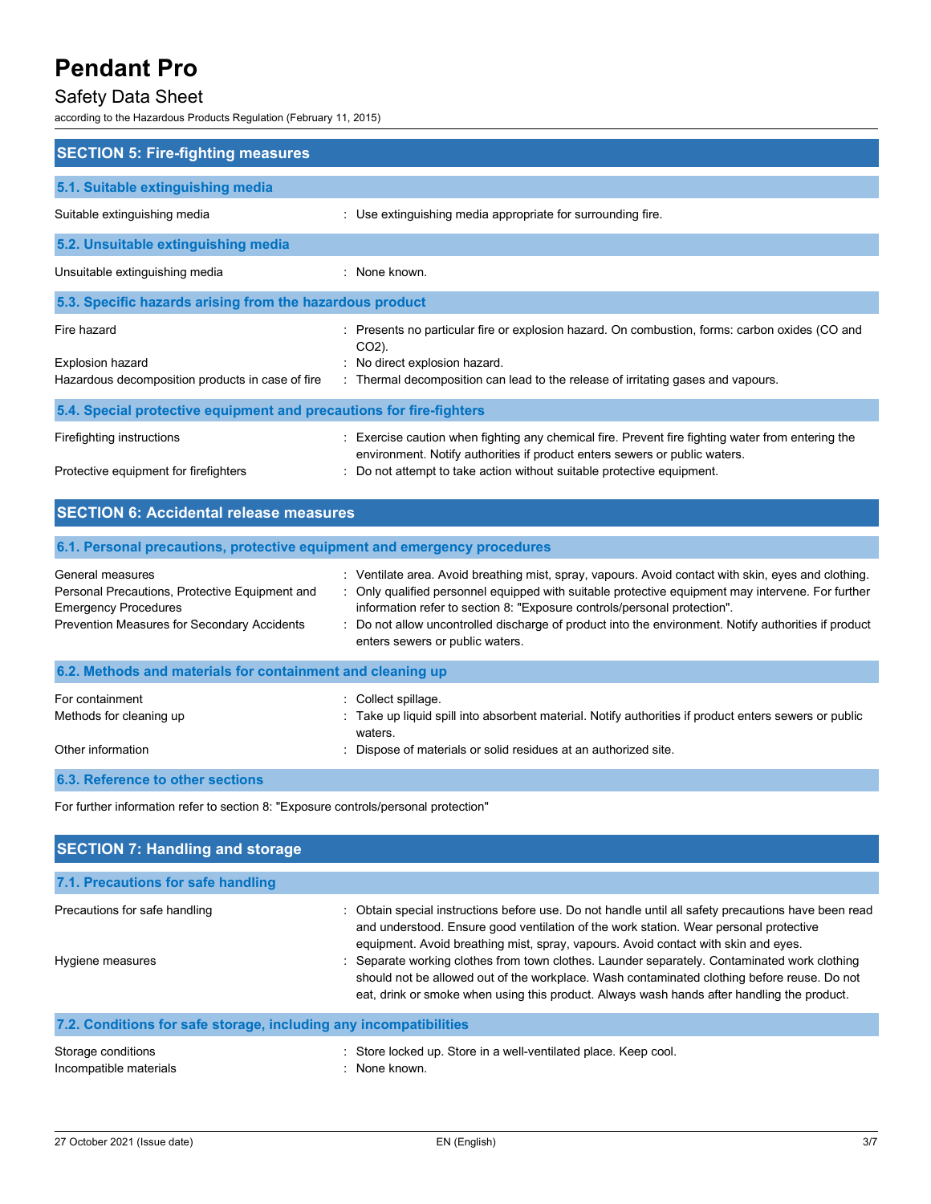## SECTION 5: Fire-fighting measures

### 5.1. Suitable extinguishing media

Suitable extinguishing media : Use extinguishing media appropriate for surrounding fire.

### 5.2. Unsuitable extinguishing media

Unsuitable extinguishing media : None known.

### 5.3. Specific hazards arising from the hazardous product

Fire hazard : Presents no particular fire or explosion hazard. On combustion, forms: carbon oxides (CO and $CO_2$).

Explosion hazard : No direct explosion hazard.

Hazardous decomposition products in case of fire : Thermal decomposition can lead to the release of irritating gases and vapours.

### 5.4. Special protective equipment and precautions for fire-fighters

Firefighting instructions : Exercise caution when fighting any chemical fire. Prevent fire fighting water from entering the environment. Notify authorities if product enters sewers or public waters.

Protective equipment for firefighters : Do not attempt to take action without suitable protective equipment.

## SECTION 6: Accidental release measures

### 6.1. Personal precautions, protective equipment and emergency procedures

General measures : Ventilate area. Avoid breathing mist, spray, vapours. Avoid contact with skin, eyes and clothing.

Personal Precautions, Protective Equipment and Emergency Procedures : Only qualified personnel equipped with suitable protective equipment may intervene. For further information refer to section 8: "Exposure controls/personal protection".

Prevention Measures for Secondary Accidents : Do not allow uncontrolled discharge of product into the environment. Notify authorities if product enters sewers or public waters.

### 6.2. Methods and materials for containment and cleaning up

For containment : Collect spillage.

Methods for cleaning up : Take up liquid spill into absorbent material. Notify authorities if product enters sewers or public waters.

Other information : Dispose of materials or solid residues at an authorized site.

### 6.3. Reference to other sections

For further information refer to section 8: "Exposure controls/personal protection"

## SECTION 7: Handling and storage

### 7.1. Precautions for safe handling

Precautions for safe handling : Obtain special instructions before use. Do not handle until all safety precautions have been read and understood. Ensure good ventilation of the work station. Wear personal protective equipment. Avoid breathing mist, spray, vapours. Avoid contact with skin and eyes.

Hygiene measures : Separate working clothes from town clothes. Launder separately. Contaminated work clothing should not be allowed out of the workplace. Wash contaminated clothing before reuse. Do not eat, drink or smoke when using this product. Always wash hands after handling the product.

### 7.2. Conditions for safe storage, including any incompatibilities

Storage conditions : Store locked up. Store in a well-ventilated place. Keep cool.

Incompatible materials : None known.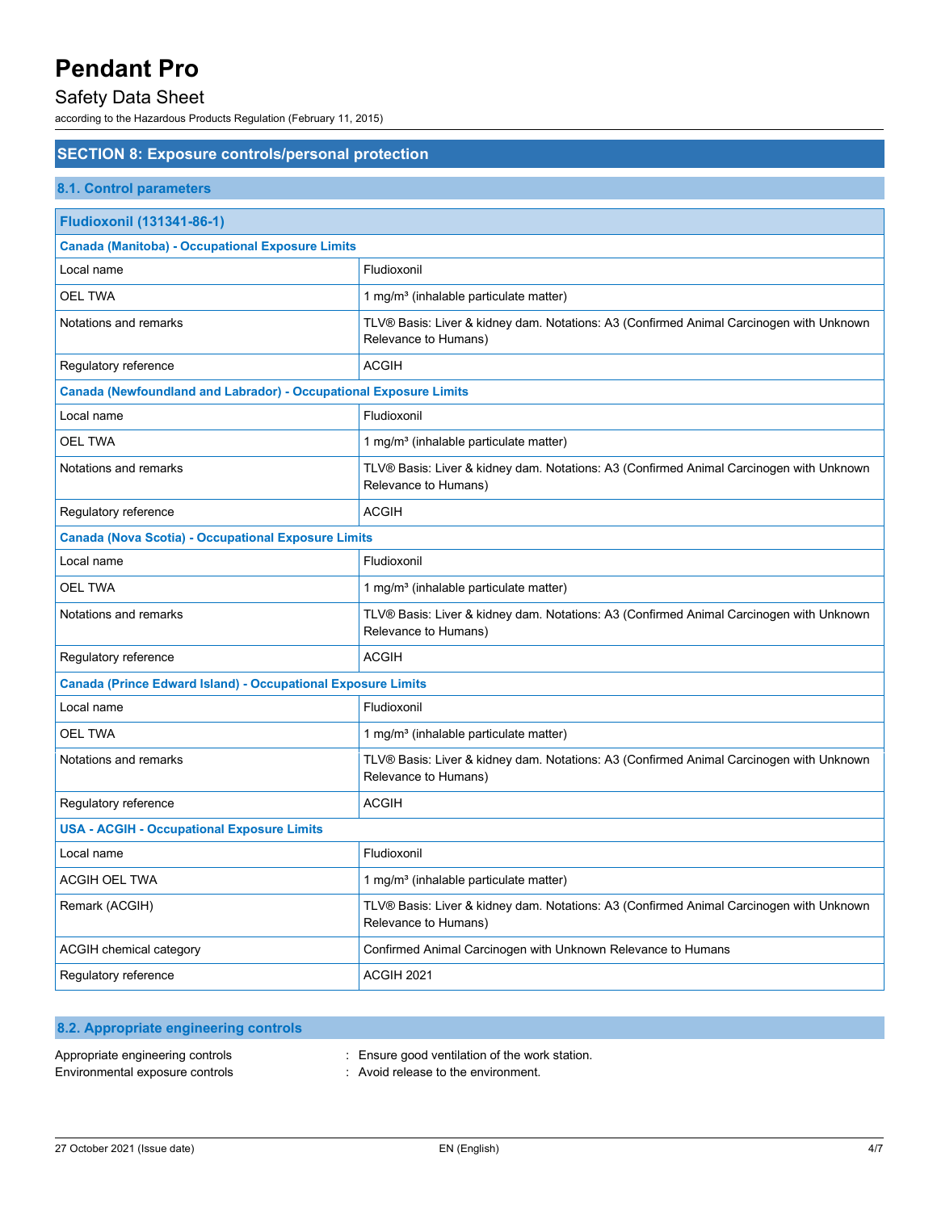## SECTION 8: Exposure controls/personal protection

### 8.1. Control parameters

| Fludioxonil (131341-86-1) | |
|---|---|
| **Canada (Manitoba) - Occupational Exposure Limits** | |
| Local name | Fludioxonil |
| OEL TWA | 1 mg/m³ (inhalable particulate matter) |
| Notations and remarks | TLV® Basis: Liver & kidney dam. Notations: A3 (Confirmed Animal Carcinogen with Unknown Relevance to Humans) |
| Regulatory reference | ACGIH |
| **Canada (Newfoundland and Labrador) - Occupational Exposure Limits** | |
| Local name | Fludioxonil |
| OEL TWA | 1 mg/m³ (inhalable particulate matter) |
| Notations and remarks | TLV® Basis: Liver & kidney dam. Notations: A3 (Confirmed Animal Carcinogen with Unknown Relevance to Humans) |
| Regulatory reference | ACGIH |
| **Canada (Nova Scotia) - Occupational Exposure Limits** | |
| Local name | Fludioxonil |
| OEL TWA | 1 mg/m³ (inhalable particulate matter) |
| Notations and remarks | TLV® Basis: Liver & kidney dam. Notations: A3 (Confirmed Animal Carcinogen with Unknown Relevance to Humans) |
| Regulatory reference | ACGIH |
| **Canada (Prince Edward Island) - Occupational Exposure Limits** | |
| Local name | Fludioxonil |
| OEL TWA | 1 mg/m³ (inhalable particulate matter) |
| Notations and remarks | TLV® Basis: Liver & kidney dam. Notations: A3 (Confirmed Animal Carcinogen with Unknown Relevance to Humans) |
| Regulatory reference | ACGIH |
| **USA - ACGIH - Occupational Exposure Limits** | |
| Local name | Fludioxonil |
| ACGIH OEL TWA | 1 mg/m³ (inhalable particulate matter) |
| Remark (ACGIH) | TLV® Basis: Liver & kidney dam. Notations: A3 (Confirmed Animal Carcinogen with Unknown Relevance to Humans) |
| ACGIH chemical category | Confirmed Animal Carcinogen with Unknown Relevance to Humans |
| Regulatory reference | ACGIH 2021 |

### 8.2. Appropriate engineering controls

Appropriate engineering controls : Ensure good ventilation of the work station.
Environmental exposure controls : Avoid release to the environment.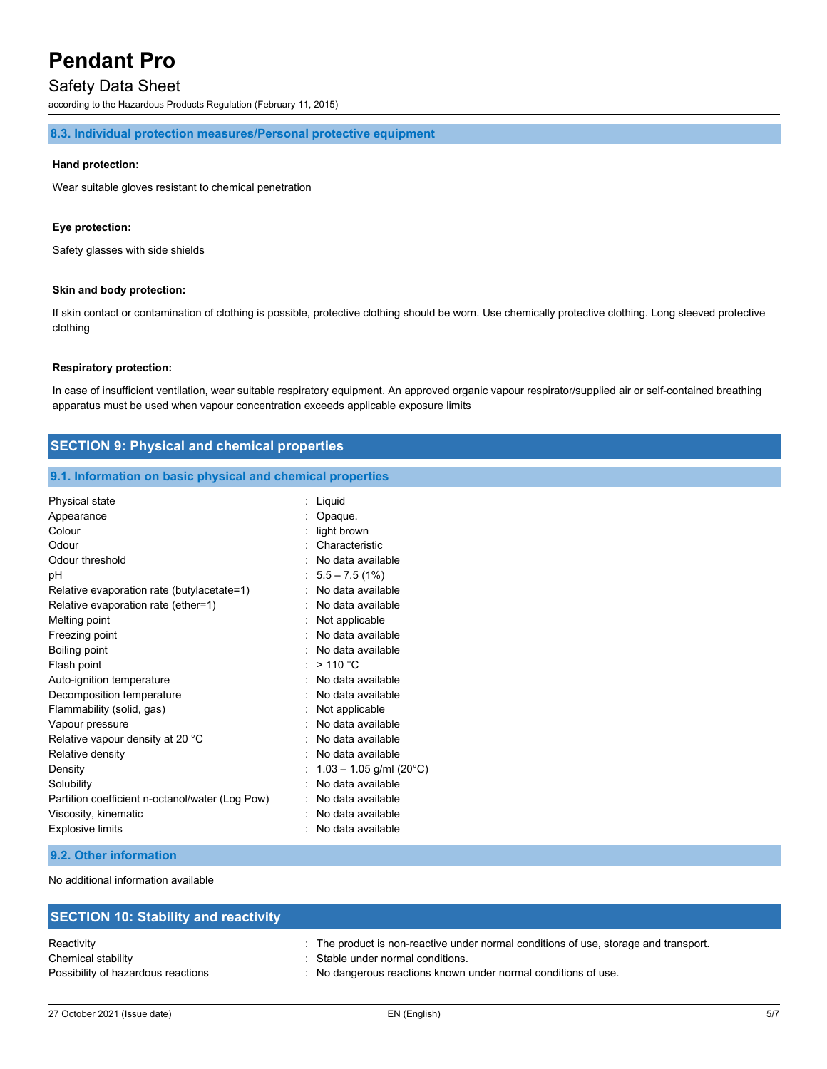### 8.3. Individual protection measures/Personal protective equipment

**Hand protection:**

Wear suitable gloves resistant to chemical penetration

**Eye protection:**

Safety glasses with side shields

**Skin and body protection:**

If skin contact or contamination of clothing is possible, protective clothing should be worn. Use chemically protective clothing. Long sleeved protective clothing

**Respiratory protection:**

In case of insufficient ventilation, wear suitable respiratory equipment. An approved organic vapour respirator/supplied air or self-contained breathing apparatus must be used when vapour concentration exceeds applicable exposure limits

## SECTION 9: Physical and chemical properties

### 9.1. Information on basic physical and chemical properties

| | |
|---|---|
| Physical state | : Liquid |
| Appearance | : Opaque. |
| Colour | : light brown |
| Odour | : Characteristic |
| Odour threshold | : No data available |
| pH | : 5.5 – 7.5 (1%) |
| Relative evaporation rate (butylacetate=1) | : No data available |
| Relative evaporation rate (ether=1) | : No data available |
| Melting point | : Not applicable |
| Freezing point | : No data available |
| Boiling point | : No data available |
| Flash point | : > 110 °C |
| Auto-ignition temperature | : No data available |
| Decomposition temperature | : No data available |
| Flammability (solid, gas) | : Not applicable |
| Vapour pressure | : No data available |
| Relative vapour density at 20 °C | : No data available |
| Relative density | : No data available |
| Density | : 1.03 – 1.05 g/ml (20°C) |
| Solubility | : No data available |
| Partition coefficient n-octanol/water (Log Pow) | : No data available |
| Viscosity, kinematic | : No data available |
| Explosive limits | : No data available |

### 9.2. Other information

No additional information available

## SECTION 10: Stability and reactivity

| | |
|---|---|
| Reactivity | : The product is non-reactive under normal conditions of use, storage and transport. |
| Chemical stability | : Stable under normal conditions. |
| Possibility of hazardous reactions | : No dangerous reactions known under normal conditions of use. |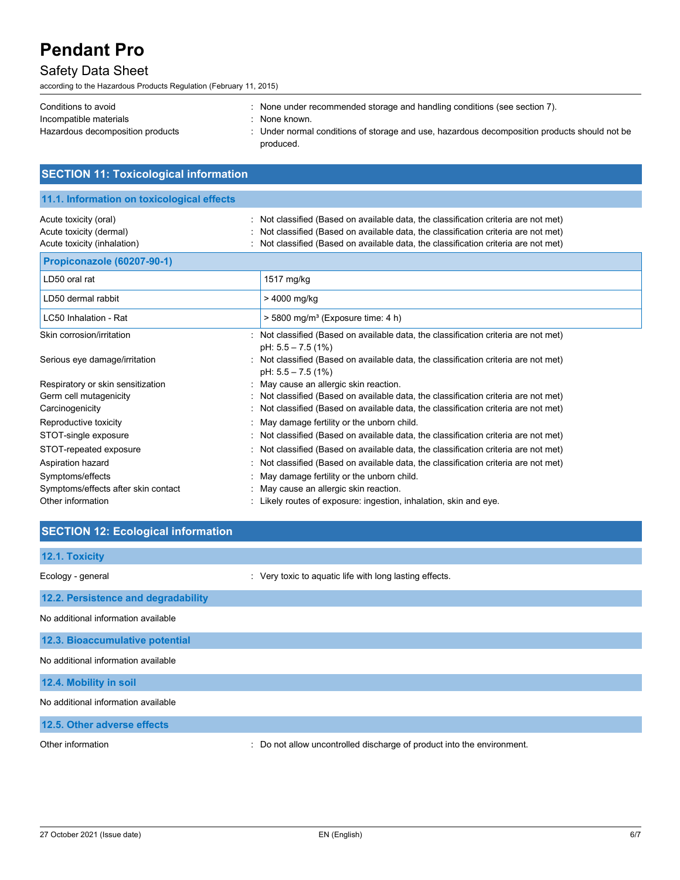Conditions to avoid : None under recommended storage and handling conditions (see section 7).
Incompatible materials : None known.
Hazardous decomposition products : Under normal conditions of storage and use, hazardous decomposition products should not be produced.

## SECTION 11: Toxicological information

### 11.1. Information on toxicological effects

Acute toxicity (oral) : Not classified (Based on available data, the classification criteria are not met)
Acute toxicity (dermal) : Not classified (Based on available data, the classification criteria are not met)
Acute toxicity (inhalation) : Not classified (Based on available data, the classification criteria are not met)

| Propiconazole (60207-90-1) | |
|---|---|
| LD50 oral rat | 1517 mg/kg |
| LD50 dermal rabbit | > 4000 mg/kg |
| LC50 Inhalation - Rat | > 5800 mg/m³ (Exposure time: 4 h) |

Skin corrosion/irritation : Not classified (Based on available data, the classification criteria are not met)
pH: 5.5 – 7.5 (1%)
Serious eye damage/irritation : Not classified (Based on available data, the classification criteria are not met)
pH: 5.5 – 7.5 (1%)
Respiratory or skin sensitization : May cause an allergic skin reaction.
Germ cell mutagenicity : Not classified (Based on available data, the classification criteria are not met)
Carcinogenicity : Not classified (Based on available data, the classification criteria are not met)
Reproductive toxicity : May damage fertility or the unborn child.
STOT-single exposure : Not classified (Based on available data, the classification criteria are not met)
STOT-repeated exposure : Not classified (Based on available data, the classification criteria are not met)
Aspiration hazard : Not classified (Based on available data, the classification criteria are not met)
Symptoms/effects : May damage fertility or the unborn child.
Symptoms/effects after skin contact : May cause an allergic skin reaction.
Other information : Likely routes of exposure: ingestion, inhalation, skin and eye.

## SECTION 12: Ecological information

### 12.1. Toxicity

Ecology - general : Very toxic to aquatic life with long lasting effects.

### 12.2. Persistence and degradability

No additional information available

### 12.3. Bioaccumulative potential

No additional information available

### 12.4. Mobility in soil

No additional information available

### 12.5. Other adverse effects

Other information : Do not allow uncontrolled discharge of product into the environment.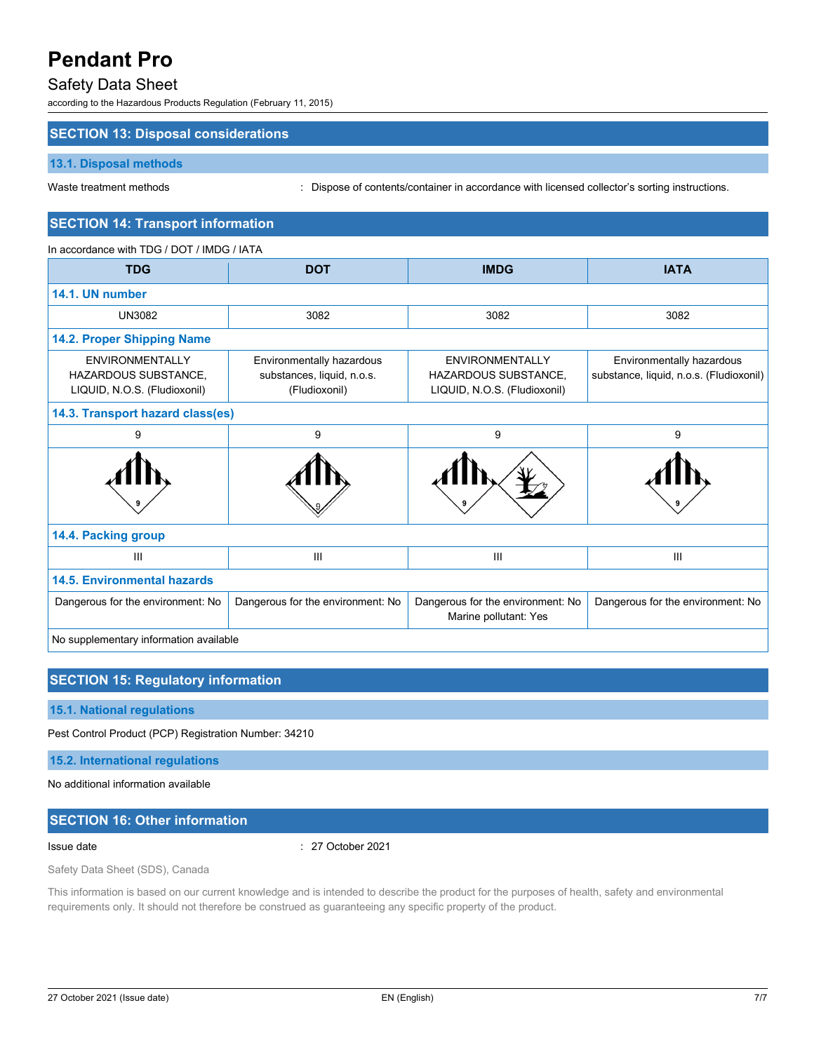# Pendant Pro

Safety Data Sheet

according to the Hazardous Products Regulation (February 11, 2015)

## SECTION 13: Disposal considerations

### 13.1. Disposal methods

Waste treatment methods : Dispose of contents/container in accordance with licensed collector's sorting instructions.

## SECTION 14: Transport information

In accordance with TDG / DOT / IMDG / IATA

| TDG | DOT | IMDG | IATA |
|---|---|---|---|
| **14.1. UN number** | | | |
| UN3082 | 3082 | 3082 | 3082 |
| **14.2. Proper Shipping Name** | | | |
| ENVIRONMENTALLY HAZARDOUS SUBSTANCE, LIQUID, N.O.S. (Fludioxonil) | Environmentally hazardous substances, liquid, n.o.s. (Fludioxonil) | ENVIRONMENTALLY HAZARDOUS SUBSTANCE, LIQUID, N.O.S. (Fludioxonil) | Environmentally hazardous substance, liquid, n.o.s. (Fludioxonil) |
| **14.3. Transport hazard class(es)** | | | |
| 9 | 9 | 9 | 9 |
| **14.4. Packing group** | | | |
| III | III | III | III |
| **14.5. Environmental hazards** | | | |
| Dangerous for the environment: No | Dangerous for the environment: No | Dangerous for the environment: No<br>Marine pollutant: Yes | Dangerous for the environment: No |
| No supplementary information available | | | |

## SECTION 15: Regulatory information

### 15.1. National regulations

Pest Control Product (PCP) Registration Number: 34210

### 15.2. International regulations

No additional information available

## SECTION 16: Other information

Issue date : 27 October 2021

Safety Data Sheet (SDS), Canada

This information is based on our current knowledge and is intended to describe the product for the purposes of health, safety and environmental requirements only. It should not therefore be construed as guaranteeing any specific property of the product.